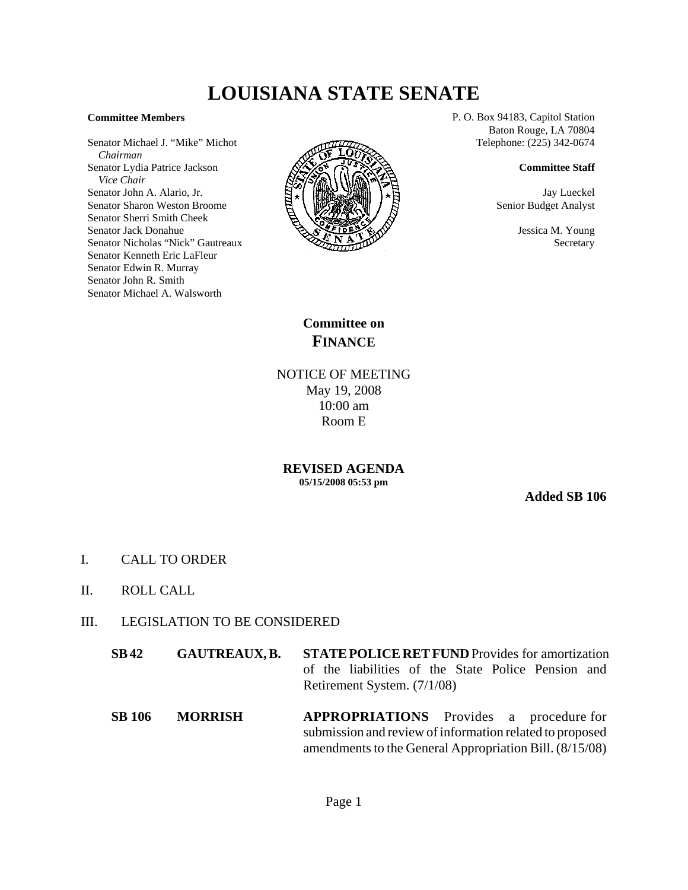# LOUISIANA STATE SENATE

**Committee Members**

Senator Michael J. "Mike" Michot
*Chairman*
Senator Lydia Patrice Jackson
*Vice Chair*
Senator John A. Alario, Jr.
Senator Sharon Weston Broome
Senator Sherri Smith Cheek
Senator Jack Donahue
Senator Nicholas "Nick" Gautreaux
Senator Kenneth Eric LaFleur
Senator Edwin R. Murray
Senator John R. Smith
Senator Michael A. Walsworth

P. O. Box 94183, Capitol Station
Baton Rouge, LA 70804
Telephone: (225) 342-0674

**Committee Staff**

Jay Lueckel
Senior Budget Analyst

Jessica M. Young
Secretary

## Committee on FINANCE

NOTICE OF MEETING
May 19, 2008
10:00 am
Room E

**REVISED AGENDA**
**05/15/2008 05:53 pm**

**Added SB 106**

I. CALL TO ORDER

II. ROLL CALL

III. LEGISLATION TO BE CONSIDERED

| | | |
|---|---|---|
| **SB 42** | **GAUTREAUX, B.** | **STATE POLICE RET FUND** Provides for amortization of the liabilities of the State Police Pension and Retirement System. (7/1/08) |
| **SB 106** | **MORRISH** | **APPROPRIATIONS** Provides a procedure for submission and review of information related to proposed amendments to the General Appropriation Bill. (8/15/08) |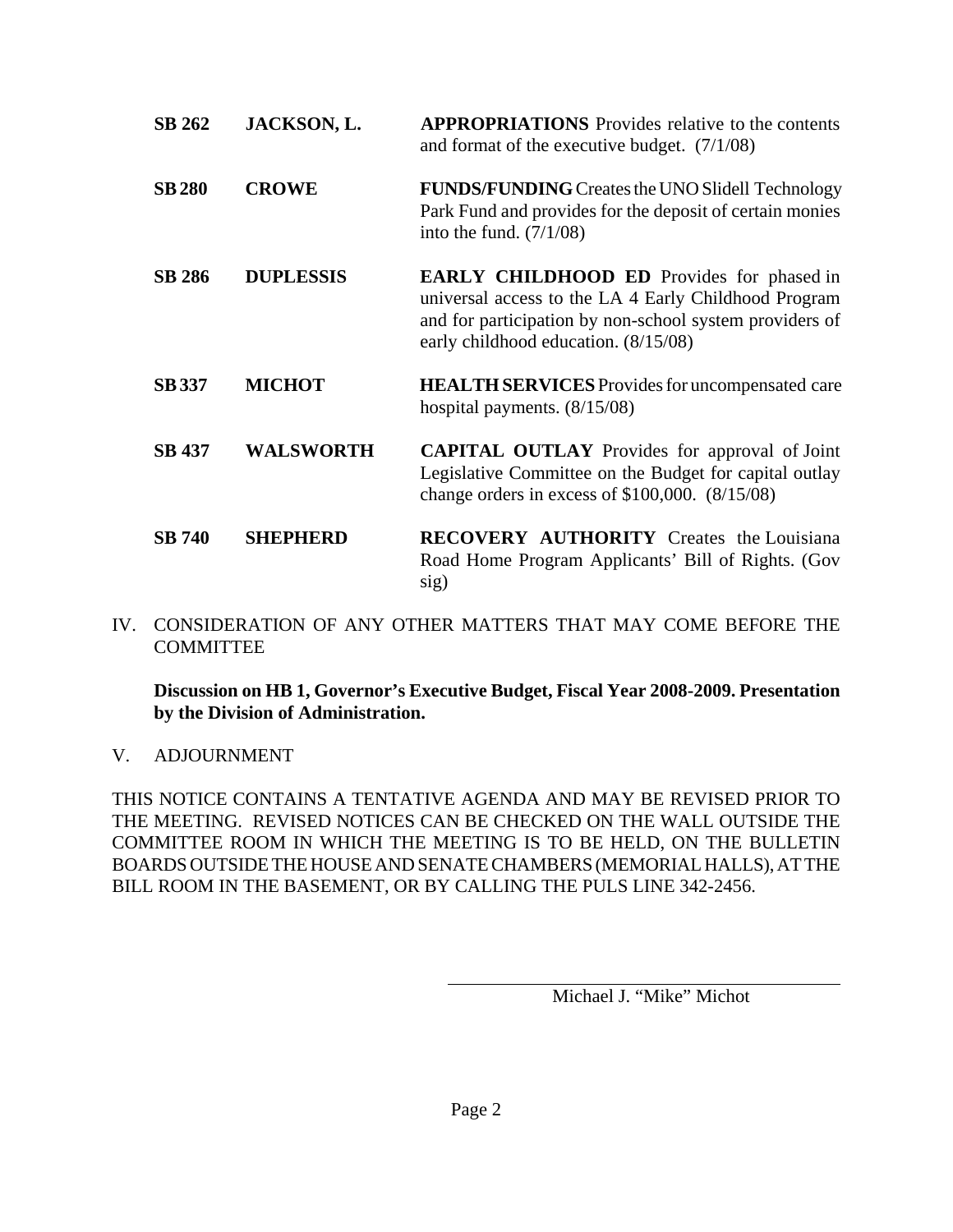| | | |
|---|---|---|
| **SB 262** | **JACKSON, L.** | **APPROPRIATIONS** Provides relative to the contents and format of the executive budget. (7/1/08) |
| **SB 280** | **CROWE** | **FUNDS/FUNDING** Creates the UNO Slidell Technology Park Fund and provides for the deposit of certain monies into the fund. (7/1/08) |
| **SB 286** | **DUPLESSIS** | **EARLY CHILDHOOD ED** Provides for phased in universal access to the LA 4 Early Childhood Program and for participation by non-school system providers of early childhood education. (8/15/08) |
| **SB 337** | **MICHOT** | **HEALTH SERVICES** Provides for uncompensated care hospital payments. (8/15/08) |
| **SB 437** | **WALSWORTH** | **CAPITAL OUTLAY** Provides for approval of Joint Legislative Committee on the Budget for capital outlay change orders in excess of $100,000. (8/15/08) |
| **SB 740** | **SHEPHERD** | **RECOVERY AUTHORITY** Creates the Louisiana Road Home Program Applicants' Bill of Rights. (Gov sig) |

IV. CONSIDERATION OF ANY OTHER MATTERS THAT MAY COME BEFORE THE COMMITTEE

**Discussion on HB 1, Governor's Executive Budget, Fiscal Year 2008-2009. Presentation by the Division of Administration.**

V. ADJOURNMENT

THIS NOTICE CONTAINS A TENTATIVE AGENDA AND MAY BE REVISED PRIOR TO THE MEETING. REVISED NOTICES CAN BE CHECKED ON THE WALL OUTSIDE THE COMMITTEE ROOM IN WHICH THE MEETING IS TO BE HELD, ON THE BULLETIN BOARDS OUTSIDE THE HOUSE AND SENATE CHAMBERS (MEMORIAL HALLS), AT THE BILL ROOM IN THE BASEMENT, OR BY CALLING THE PULS LINE 342-2456.

Michael J. "Mike" Michot